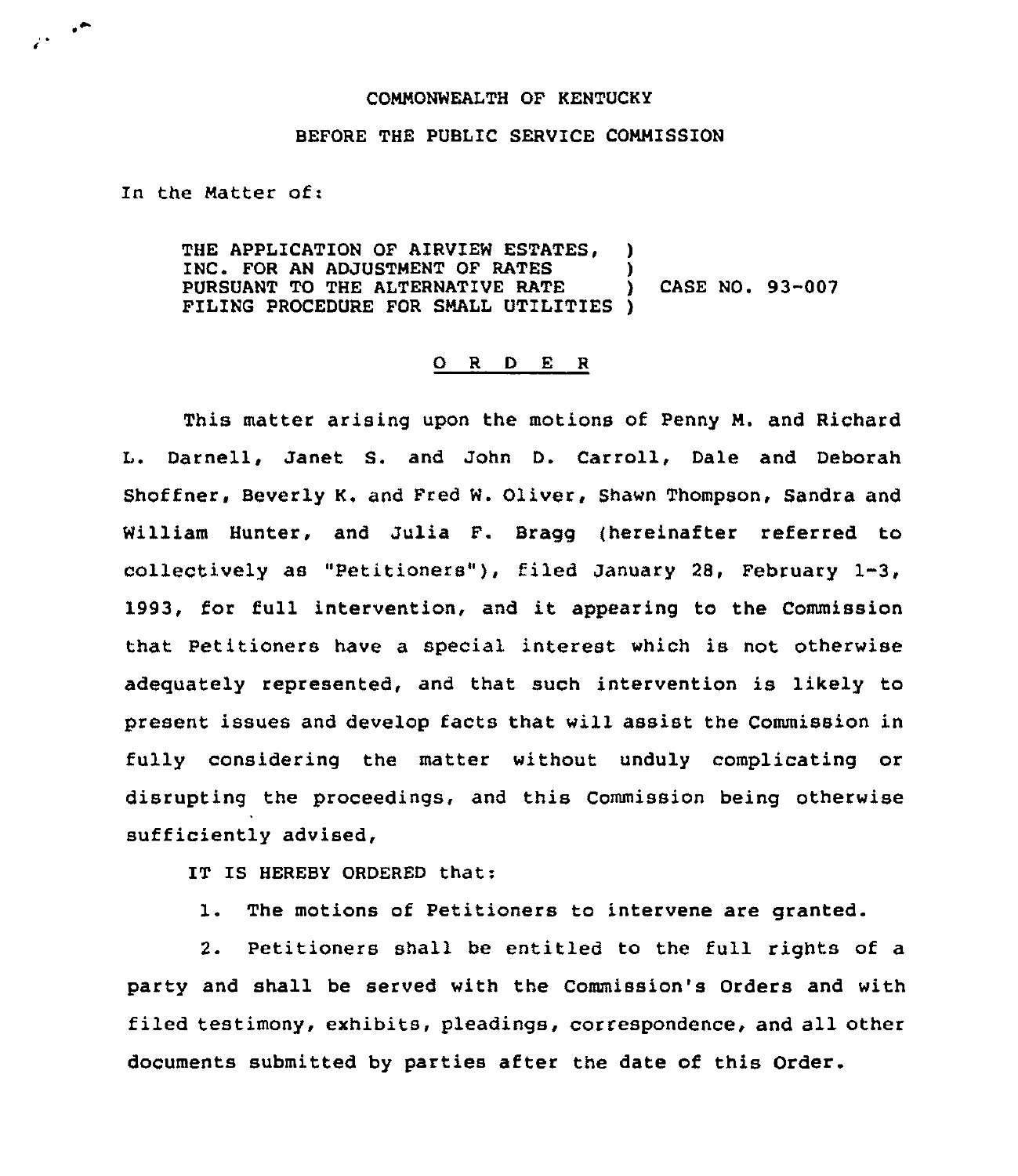COMMONWEALTH OF KENTUCKY

BEFORE THE PUBLIC SERVICE COMMISSION

In the Matter of:

| | | |
|---|---|---|
| THE APPLICATION OF AIRVIEW ESTATES, INC. FOR AN ADJUSTMENT OF RATES PURSUANT TO THE ALTERNATIVE RATE FILING PROCEDURE FOR SMALL UTILITIES | ) | CASE NO. 93-007 |

## O R D E R

This matter arising upon the motions of Penny M. and Richard L. Darnell, Janet S. and John D. Carroll, Dale and Deborah Shoffner, Beverly K. and Fred W. Oliver, Shawn Thompson, Sandra and William Hunter, and Julia F. Bragg (hereinafter referred to collectively as "Petitioners"), filed January 28, February 1-3, 1993, for full intervention, and it appearing to the Commission that Petitioners have a special interest which is not otherwise adequately represented, and that such intervention is likely to present issues and develop facts that will assist the Commission in fully considering the matter without unduly complicating or disrupting the proceedings, and this Commission being otherwise sufficiently advised,

IT IS HEREBY ORDERED that:

1. The motions of Petitioners to intervene are granted.

2. Petitioners shall be entitled to the full rights of a party and shall be served with the Commission's Orders and with filed testimony, exhibits, pleadings, correspondence, and all other documents submitted by parties after the date of this Order.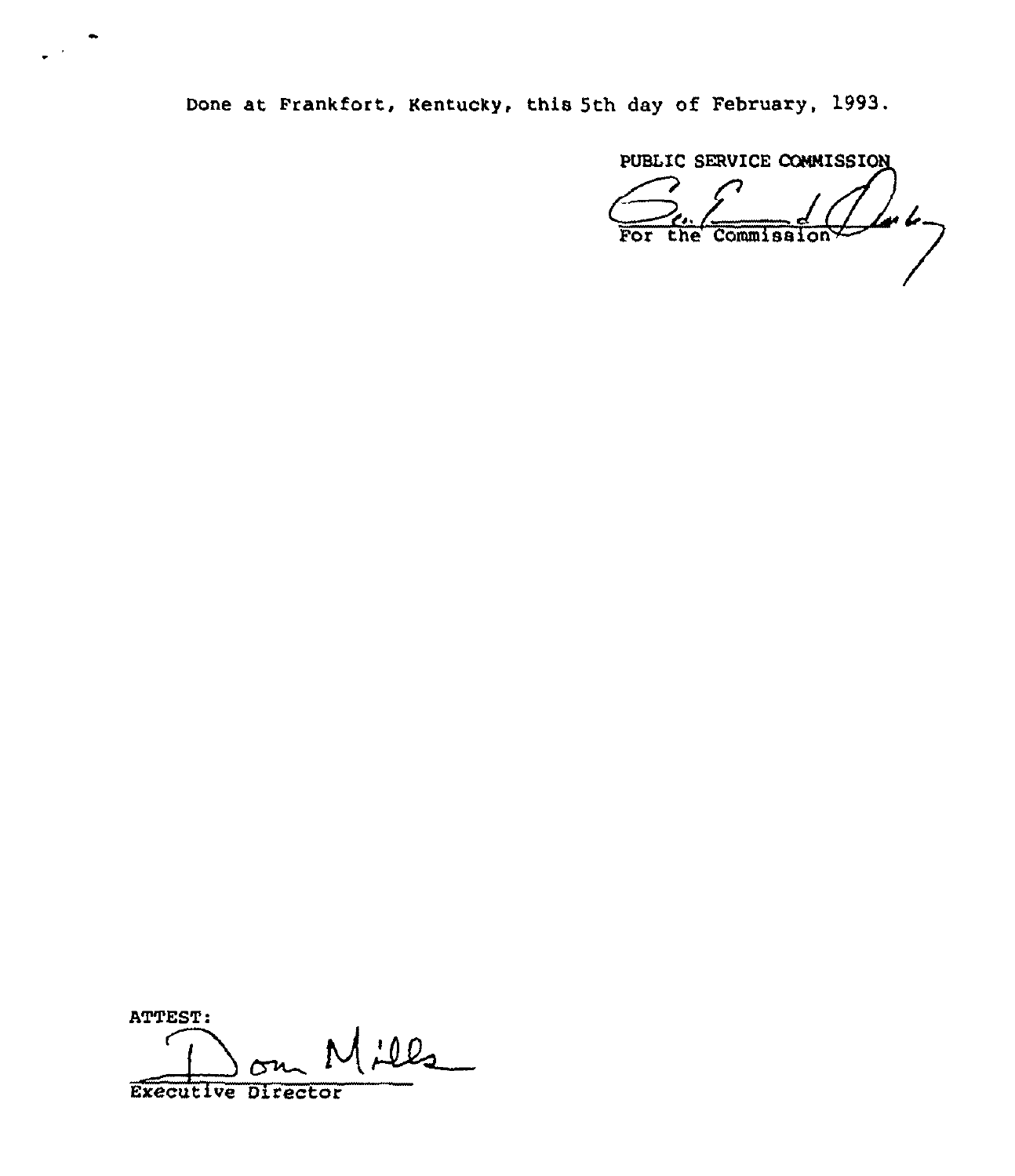Done at Frankfort, Kentucky, this 5th day of February, 1993.

PUBLIC SERVICE COMMISSION

For the Commission

ATTEST:

Executive Director